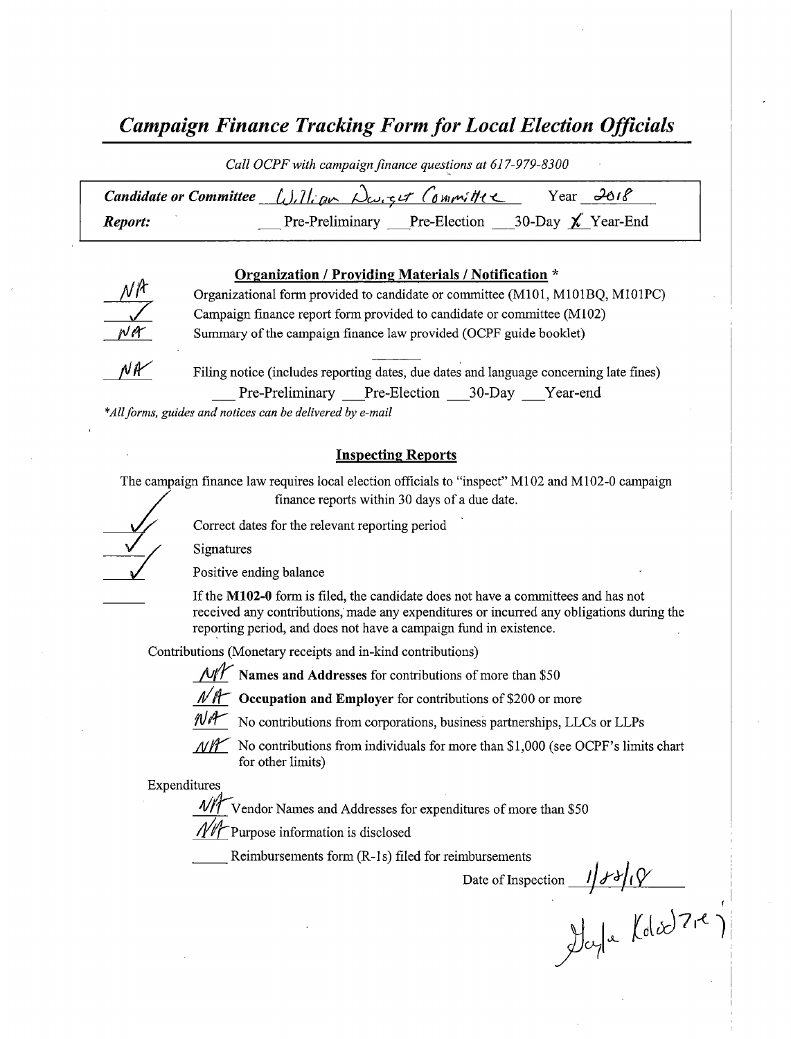# *Campaign Finance Tracking Form for Local Election Officials*

*Call OCPF with campaign finance questions at 617-979-8300*

**Candidate or Committee** William Dwight Committee Year 2018

**Report:** ___ Pre-Preliminary ___ Pre-Election ___ 30-Day X Year-End

### Organization / Providing Materials / Notification *

NA Organizational form provided to candidate or committee (M101, M101BQ, M101PC)

✓ Campaign finance report form provided to candidate or committee (M102)

NA Summary of the campaign finance law provided (OCPF guide booklet)

NA Filing notice (includes reporting dates, due dates and language concerning late fines)

___ Pre-Preliminary ___ Pre-Election ___ 30-Day ___ Year-end

**All forms, guides and notices can be delivered by e-mail*

### Inspecting Reports

The campaign finance law requires local election officials to "inspect" M102 and M102-0 campaign finance reports within 30 days of a due date.

✓ Correct dates for the relevant reporting period

✓ Signatures

✓ Positive ending balance

___ If the **M102-0** form is filed, the candidate does not have a committees and has not received any contributions, made any expenditures or incurred any obligations during the reporting period, and does not have a campaign fund in existence.

Contributions (Monetary receipts and in-kind contributions)

NA **Names and Addresses** for contributions of more than $50

NA **Occupation and Employer** for contributions of $200 or more

NA No contributions from corporations, business partnerships, LLCs or LLPs

NA No contributions from individuals for more than $1,000 (see OCPF's limits chart for other limits)

Expenditures

NA Vendor Names and Addresses for expenditures of more than $50

NA Purpose information is disclosed

___ Reimbursements form (R-1s) filed for reimbursements

Date of Inspection 1/22/18

Gayle Kolodziej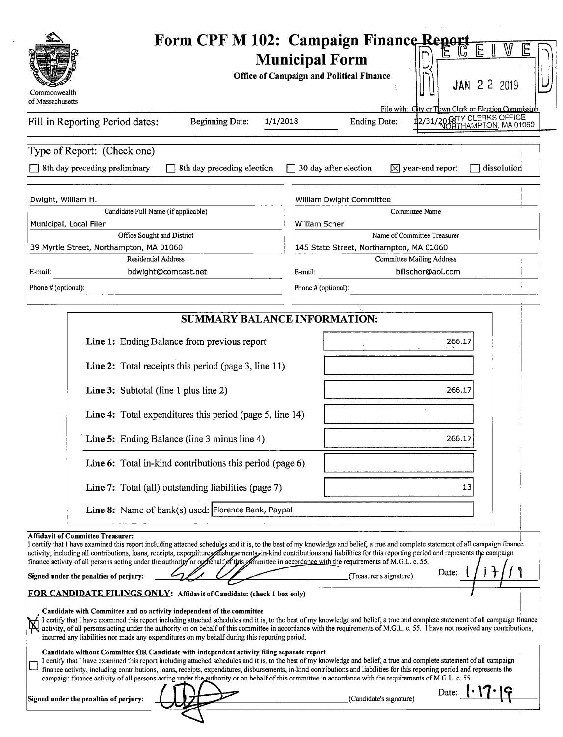Commonwealth of Massachusetts

# Form CPF M 102: Campaign Finance Report
## Municipal Form

**Office of Campaign and Political Finance**

RECEIVED JAN 22 2019 CITY CLERKS OFFICE NORTHAMPTON, MA 01060

File with: City or Town Clerk or Election Commission

Fill in Reporting Period dates: Beginning Date: 1/1/2018 Ending Date: 12/31/2018

Type of Report: (Check one)

- ☐ 8th day preceding preliminary
- ☐ 8th day preceding election
- ☐ 30 day after election
- ☒ year-end report
- ☐ dissolution

| | |
|---|---|
| Dwight, William H. | William Dwight Committee |
| Candidate Full Name (if applicable) | Committee Name |
| Municipal, Local Filer | William Scher |
| Office Sought and District | Name of Committee Treasurer |
| 39 Myrtle Street, Northampton, MA 01060 | 145 State Street, Northampton, MA 01060 |
| Residential Address | Committee Mailing Address |
| E-mail: bdwight@comcast.net | E-mail: billscher@aol.com |
| Phone # (optional): | Phone # (optional): |

## SUMMARY BALANCE INFORMATION:

| | |
|---|---|
| **Line 1:** Ending Balance from previous report | 266.17 |
| **Line 2:** Total receipts this period (page 3, line 11) | |
| **Line 3:** Subtotal (line 1 plus line 2) | 266.17 |
| **Line 4:** Total expenditures this period (page 5, line 14) | |
| **Line 5:** Ending Balance (line 3 minus line 4) | 266.17 |
| **Line 6:** Total in-kind contributions this period (page 6) | |
| **Line 7:** Total (all) outstanding liabilities (page 7) | 13 |
| **Line 8:** Name of bank(s) used: | Florence Bank, Paypal |

**Affidavit of Committee Treasurer:**
I certify that I have examined this report including attached schedules and it is, to the best of my knowledge and belief, a true and complete statement of all campaign finance activity, including all contributions, loans, receipts, expenditures, disbursements, in-kind contributions and liabilities for this reporting period and represents the campaign finance activity of all persons acting under the authority or on behalf of this committee in accordance with the requirements of M.G.L. c. 55.

**Signed under the penalties of perjury:** [signature] (Treasurer's signature) Date: 1/17/19

**FOR CANDIDATE FILINGS ONLY:** Affidavit of Candidate: (check 1 box only)

☒ **Candidate with Committee and no activity independent of the committee**
I certify that I have examined this report including attached schedules and it is, to the best of my knowledge and belief, a true and complete statement of all campaign finance activity, of all persons acting under the authority or on behalf of this committee in accordance with the requirements of M.G.L. c. 55. I have not received any contributions, incurred any liabilities nor made any expenditures on my behalf during this reporting period.

☐ **Candidate without Committee OR Candidate with independent activity filing separate report**
I certify that I have examined this report including attached schedules and it is, to the best of my knowledge and belief, a true and complete statement of all campaign finance activity, including contributions, loans, receipts, expenditures, disbursements, in-kind contributions and liabilities for this reporting period and represents the campaign finance activity of all persons acting under the authority or on behalf of this committee in accordance with the requirements of M.G.L. c. 55.

**Signed under the penalties of perjury:** [signature] (Candidate's signature) Date: 1·17·19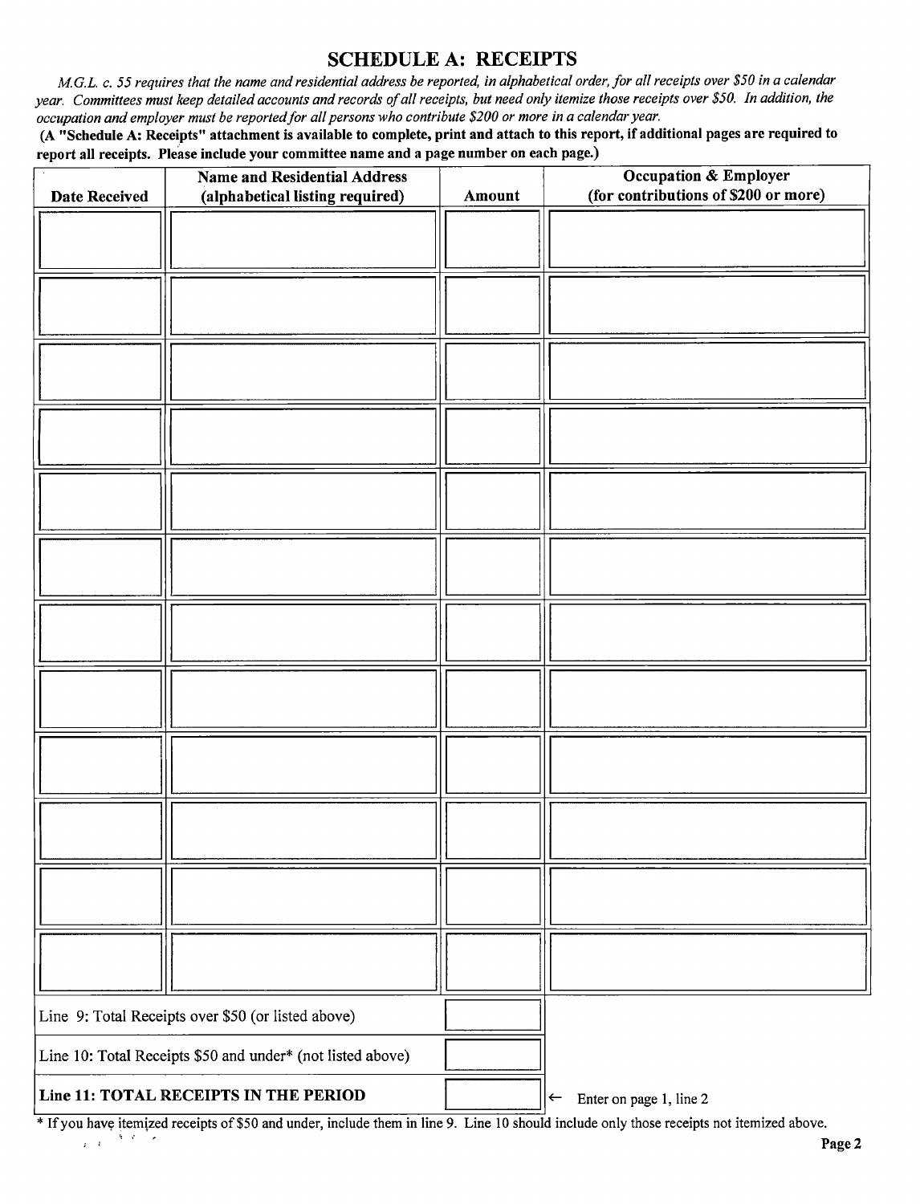## SCHEDULE A: RECEIPTS

*M.G.L. c. 55 requires that the name and residential address be reported, in alphabetical order, for all receipts over $50 in a calendar year. Committees must keep detailed accounts and records of all receipts, but need only itemize those receipts over $50. In addition, the occupation and employer must be reported for all persons who contribute $200 or more in a calendar year.*

**(A "Schedule A: Receipts" attachment is available to complete, print and attach to this report, if additional pages are required to report all receipts. Please include your committee name and a page number on each page.)**

| Date Received | Name and Residential Address (alphabetical listing required) | Amount | Occupation & Employer (for contributions of $200 or more) |
|---|---|---|---|
| | | | |
| | | | |
| | | | |
| | | | |
| | | | |
| | | | |
| | | | |
| | | | |
| | | | |
| | | | |
| | | | |
| | | | |
| Line 9: Total Receipts over $50 (or listed above) | | | |
| Line 10: Total Receipts $50 and under* (not listed above) | | | |
| **Line 11: TOTAL RECEIPTS IN THE PERIOD** | | | ← Enter on page 1, line 2 |

* If you have itemized receipts of $50 and under, include them in line 9. Line 10 should include only those receipts not itemized above.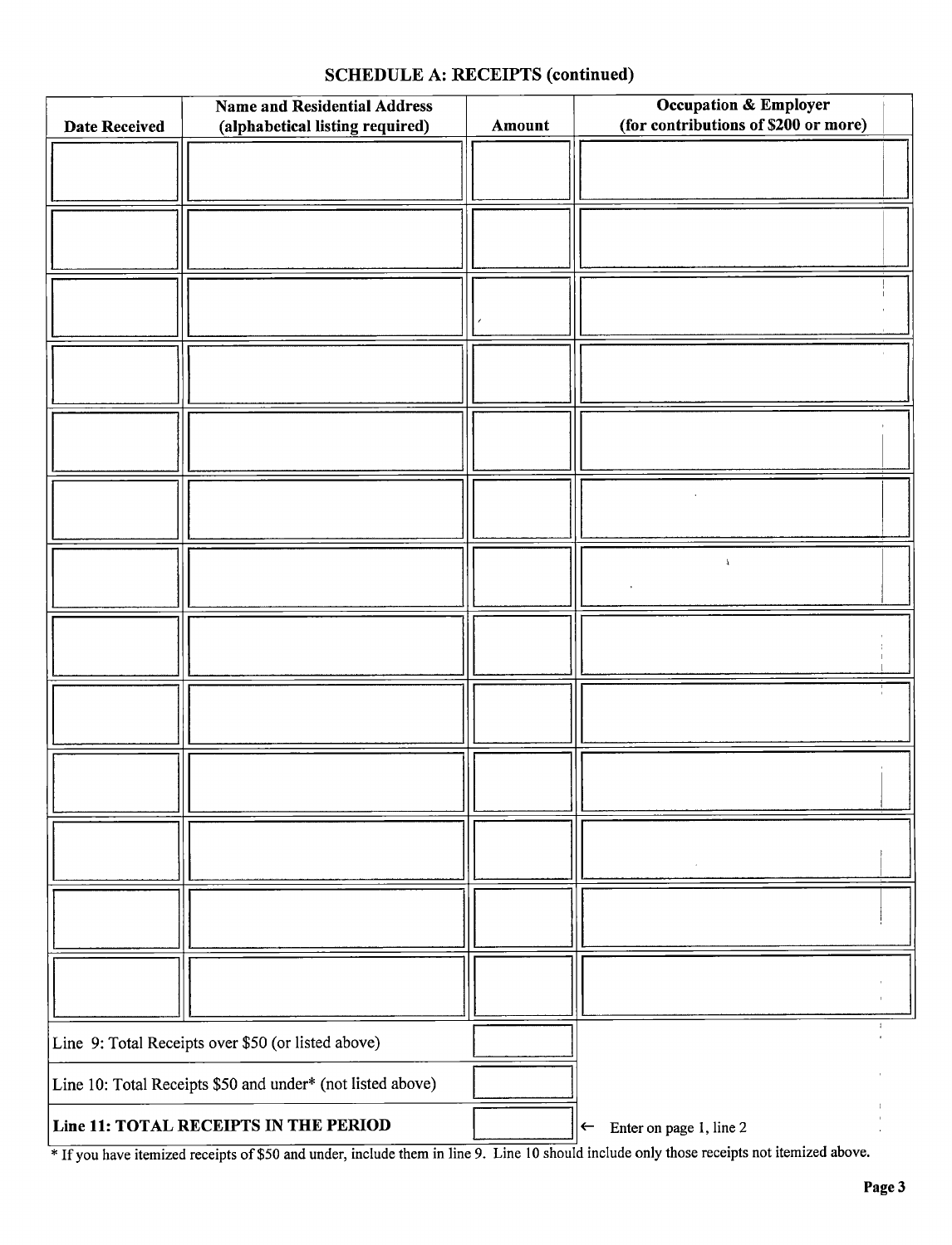## SCHEDULE A: RECEIPTS (continued)

| Date Received | Name and Residential Address (alphabetical listing required) | Amount | Occupation & Employer (for contributions of $200 or more) |
|---|---|---|---|
| | | | |
| | | | |
| | | | |
| | | | |
| | | | |
| | | | |
| | | | |
| | | | |
| | | | |
| | | | |
| | | | |
| | | | |
| | | | |

| | | |
|---|---|---|
| Line 9: Total Receipts over $50 (or listed above) | | |
| Line 10: Total Receipts $50 and under* (not listed above) | | |
| **Line 11: TOTAL RECEIPTS IN THE PERIOD** | | ← Enter on page 1, line 2 |

* If you have itemized receipts of $50 and under, include them in line 9. Line 10 should include only those receipts not itemized above.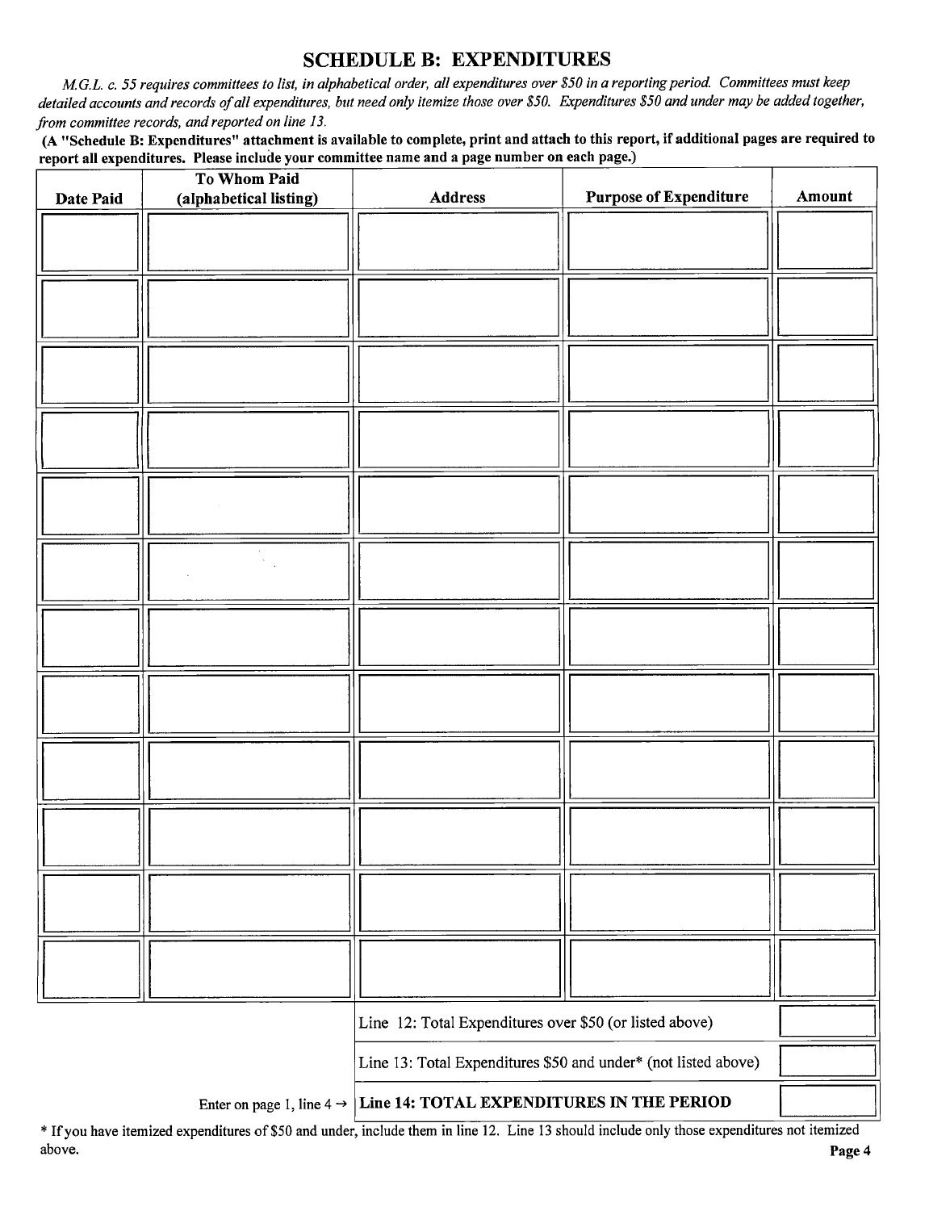## SCHEDULE B: EXPENDITURES

*M.G.L. c. 55 requires committees to list, in alphabetical order, all expenditures over $50 in a reporting period. Committees must keep detailed accounts and records of all expenditures, but need only itemize those over $50. Expenditures $50 and under may be added together, from committee records, and reported on line 13.*

**(A "Schedule B: Expenditures" attachment is available to complete, print and attach to this report, if additional pages are required to report all expenditures. Please include your committee name and a page number on each page.)**

| Date Paid | To Whom Paid (alphabetical listing) | Address | Purpose of Expenditure | Amount |
|---|---|---|---|---|
| | | | | |
| | | | | |
| | | | | |
| | | | | |
| | | | | |
| | | | | |
| | | | | |
| | | | | |
| | | | | |
| | | | | |
| | | | | |
| | | | | |
| | | Line 12: Total Expenditures over $50 (or listed above) | | |
| | | Line 13: Total Expenditures $50 and under* (not listed above) | | |
| | Enter on page 1, line 4 → | **Line 14: TOTAL EXPENDITURES IN THE PERIOD** | | |

* If you have itemized expenditures of $50 and under, include them in line 12. Line 13 should include only those expenditures not itemized above.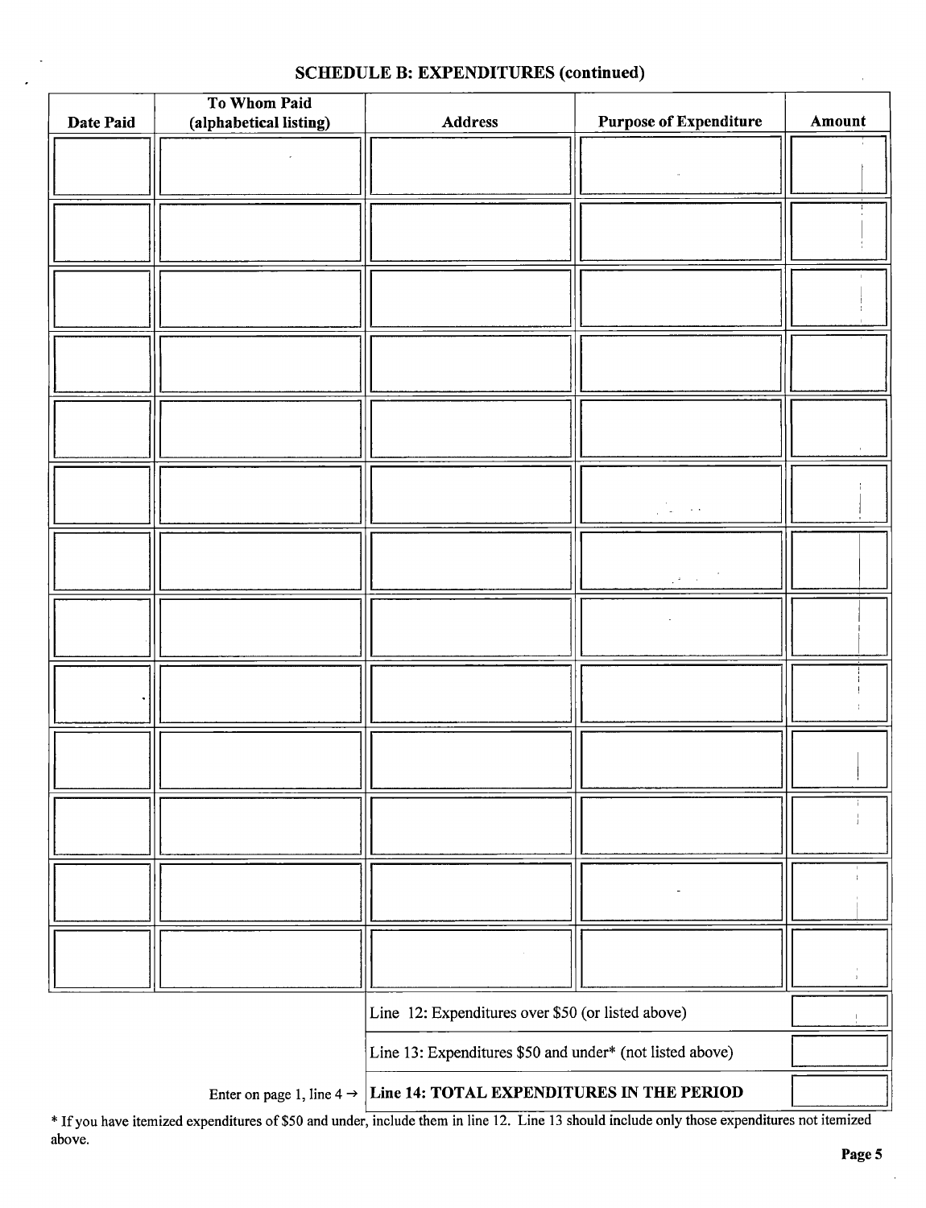## SCHEDULE B: EXPENDITURES (continued)

| Date Paid | To Whom Paid (alphabetical listing) | Address | Purpose of Expenditure | Amount |
|---|---|---|---|---|
| | | | | |
| | | | | |
| | | | | |
| | | | | |
| | | | | |
| | | | | |
| | | | | |
| | | | | |
| | | | | |
| | | | | |
| | | | | |
| | | | | |
| | | | | |

| | | |
|---|---|---|
| | Line 12: Expenditures over $50 (or listed above) | |
| | Line 13: Expenditures $50 and under* (not listed above) | |
| Enter on page 1, line 4 → | **Line 14: TOTAL EXPENDITURES IN THE PERIOD** | |

* If you have itemized expenditures of $50 and under, include them in line 12. Line 13 should include only those expenditures not itemized above.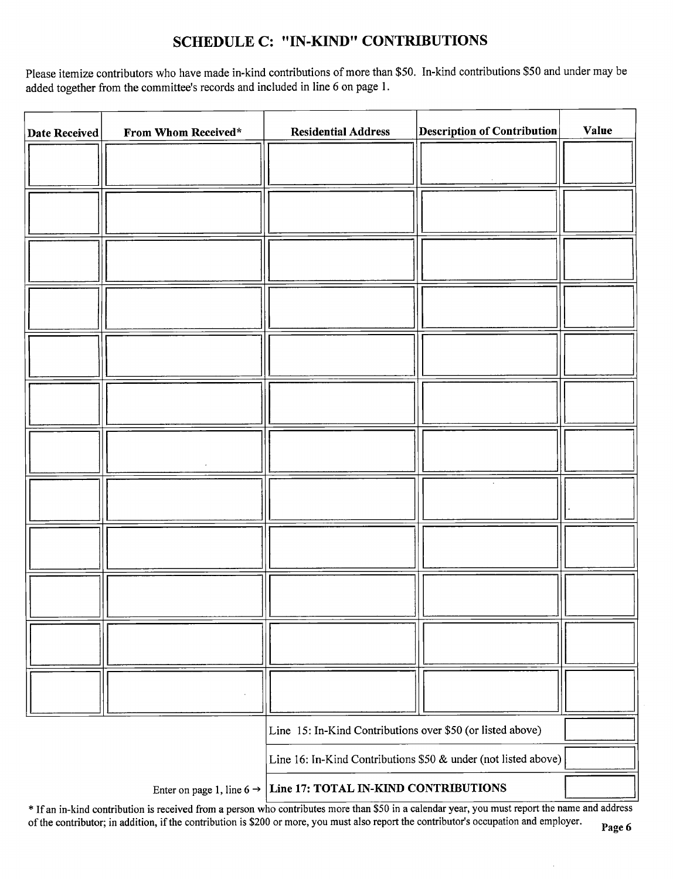# SCHEDULE C: "IN-KIND" CONTRIBUTIONS

Please itemize contributors who have made in-kind contributions of more than $50. In-kind contributions $50 and under may be added together from the committee's records and included in line 6 on page 1.

| Date Received | From Whom Received* | Residential Address | Description of Contribution | Value |
|---|---|---|---|---|
| | | | | |
| | | | | |
| | | | | |
| | | | | |
| | | | | |
| | | | | |
| | | | | |
| | | | | |
| | | | | |
| | | | | |
| | | | | |
| | | | | |
| | | Line 15: In-Kind Contributions over $50 (or listed above) | | |
| | | Line 16: In-Kind Contributions $50 & under (not listed above) | | |
| | Enter on page 1, line 6 → | **Line 17: TOTAL IN-KIND CONTRIBUTIONS** | | |

* If an in-kind contribution is received from a person who contributes more than $50 in a calendar year, you must report the name and address of the contributor; in addition, if the contribution is $200 or more, you must also report the contributor's occupation and employer.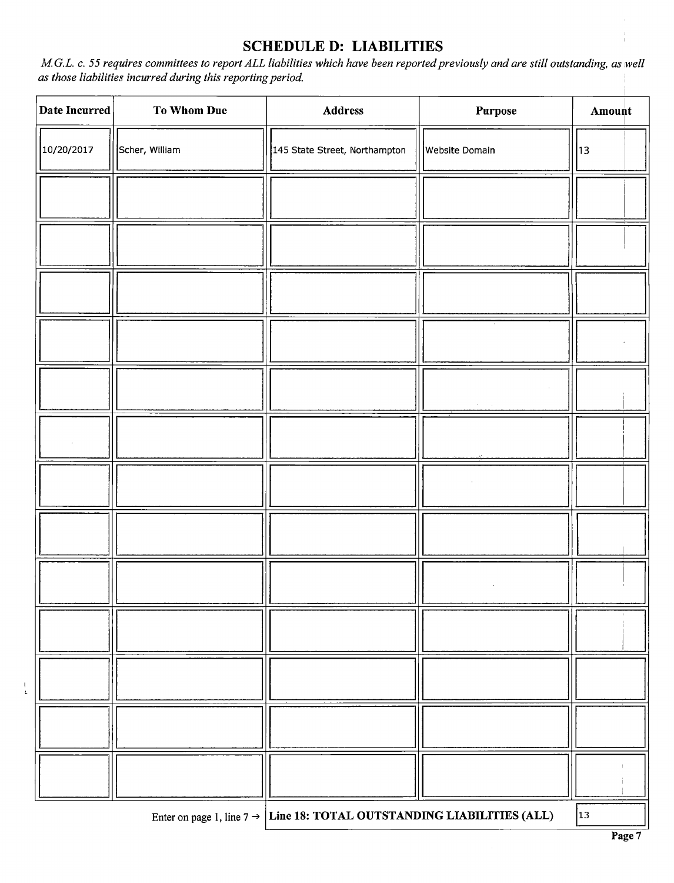## SCHEDULE D: LIABILITIES

*M.G.L. c. 55 requires committees to report ALL liabilities which have been reported previously and are still outstanding, as well as those liabilities incurred during this reporting period.*

| Date Incurred | To Whom Due | Address | Purpose | Amount |
|---|---|---|---|---|
| 10/20/2017 | Scher, William | 145 State Street, Northampton | Website Domain | 13 |
| | | | | |
| | | | | |
| | | | | |
| | | | | |
| | | | | |
| | | | | |
| | | | | |
| | | | | |
| | | | | |
| | | | | |
| | | | | |
| | | | | |
| | | | | |

Enter on page 1, line 7 → **Line 18: TOTAL OUTSTANDING LIABILITIES (ALL)** 13